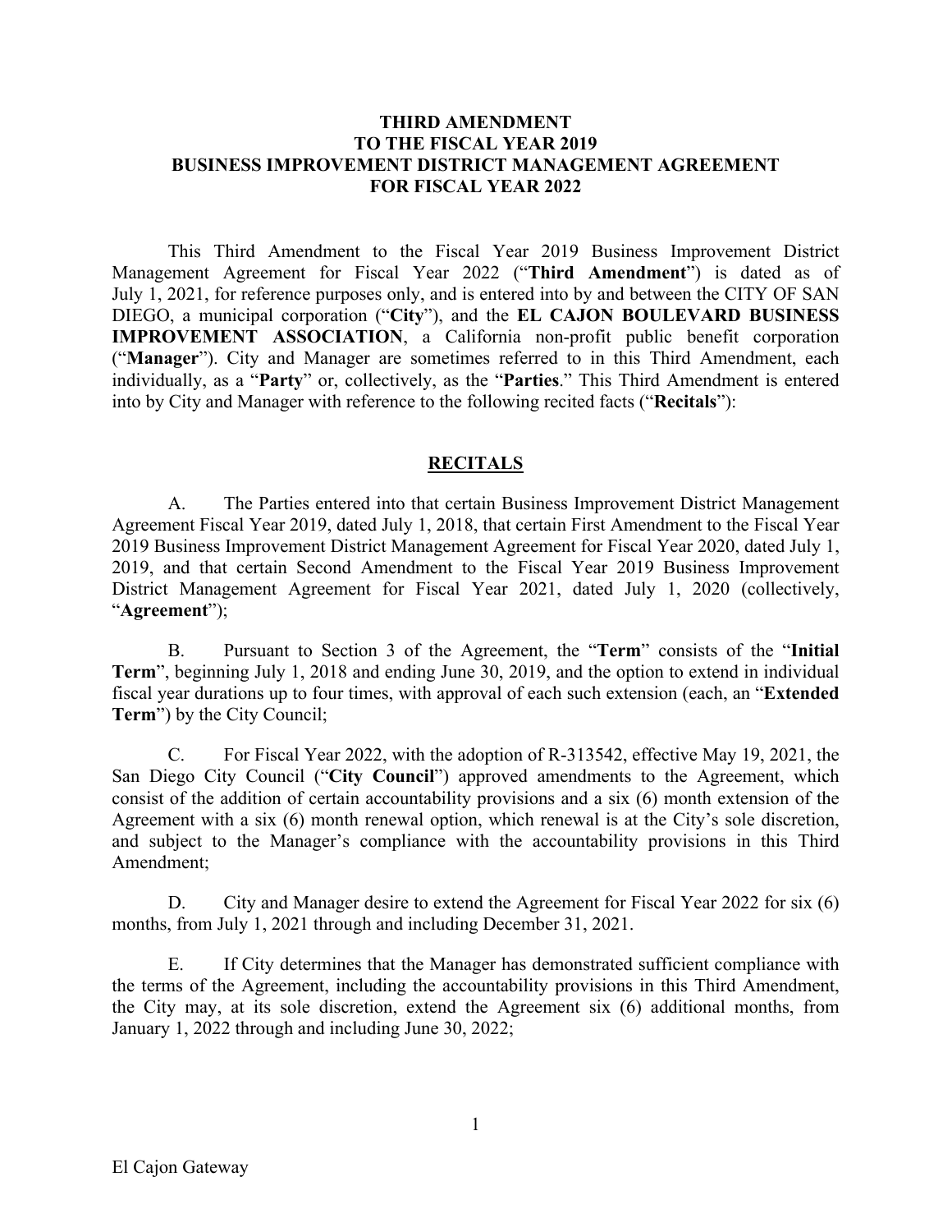# THIRD AMENDMENT
# TO THE FISCAL YEAR 2019
# BUSINESS IMPROVEMENT DISTRICT MANAGEMENT AGREEMENT
# FOR FISCAL YEAR 2022

This Third Amendment to the Fiscal Year 2019 Business Improvement District Management Agreement for Fiscal Year 2022 ("**Third Amendment**") is dated as of July 1, 2021, for reference purposes only, and is entered into by and between the CITY OF SAN DIEGO, a municipal corporation ("**City**"), and the **EL CAJON BOULEVARD BUSINESS IMPROVEMENT ASSOCIATION**, a California non-profit public benefit corporation ("**Manager**"). City and Manager are sometimes referred to in this Third Amendment, each individually, as a "**Party**" or, collectively, as the "**Parties**." This Third Amendment is entered into by City and Manager with reference to the following recited facts ("**Recitals**"):

## RECITALS

A. The Parties entered into that certain Business Improvement District Management Agreement Fiscal Year 2019, dated July 1, 2018, that certain First Amendment to the Fiscal Year 2019 Business Improvement District Management Agreement for Fiscal Year 2020, dated July 1, 2019, and that certain Second Amendment to the Fiscal Year 2019 Business Improvement District Management Agreement for Fiscal Year 2021, dated July 1, 2020 (collectively, "**Agreement**");

B. Pursuant to Section 3 of the Agreement, the "**Term**" consists of the "**Initial Term**", beginning July 1, 2018 and ending June 30, 2019, and the option to extend in individual fiscal year durations up to four times, with approval of each such extension (each, an "**Extended Term**") by the City Council;

C. For Fiscal Year 2022, with the adoption of R-313542, effective May 19, 2021, the San Diego City Council ("**City Council**") approved amendments to the Agreement, which consist of the addition of certain accountability provisions and a six (6) month extension of the Agreement with a six (6) month renewal option, which renewal is at the City's sole discretion, and subject to the Manager's compliance with the accountability provisions in this Third Amendment;

D. City and Manager desire to extend the Agreement for Fiscal Year 2022 for six (6) months, from July 1, 2021 through and including December 31, 2021.

E. If City determines that the Manager has demonstrated sufficient compliance with the terms of the Agreement, including the accountability provisions in this Third Amendment, the City may, at its sole discretion, extend the Agreement six (6) additional months, from January 1, 2022 through and including June 30, 2022;

El Cajon Gateway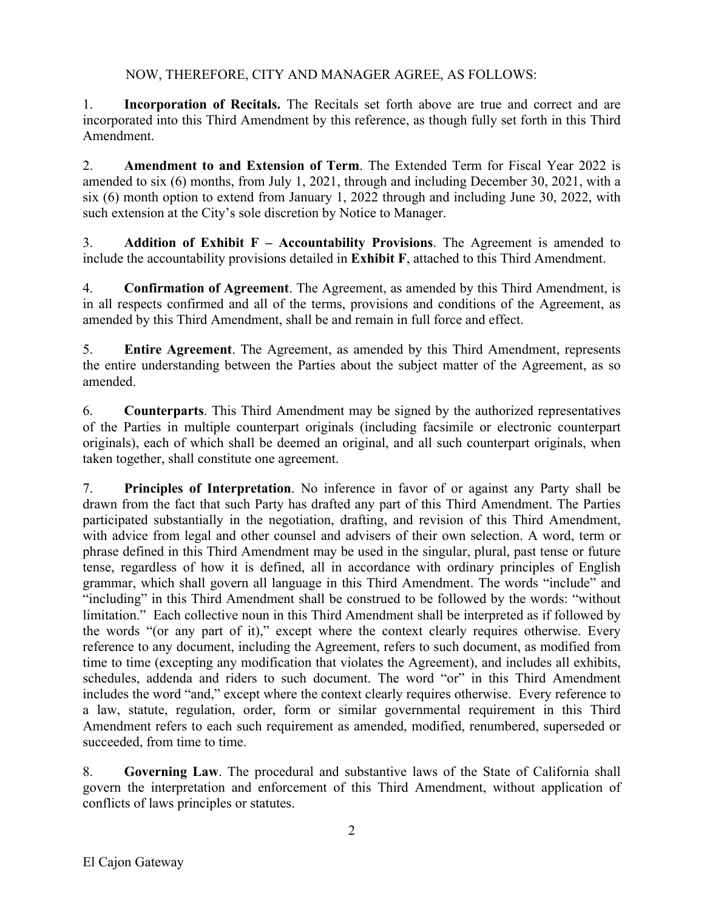NOW, THEREFORE, CITY AND MANAGER AGREE, AS FOLLOWS:

1. **Incorporation of Recitals.** The Recitals set forth above are true and correct and are incorporated into this Third Amendment by this reference, as though fully set forth in this Third Amendment.

2. **Amendment to and Extension of Term**. The Extended Term for Fiscal Year 2022 is amended to six (6) months, from July 1, 2021, through and including December 30, 2021, with a six (6) month option to extend from January 1, 2022 through and including June 30, 2022, with such extension at the City's sole discretion by Notice to Manager.

3. **Addition of Exhibit F – Accountability Provisions**. The Agreement is amended to include the accountability provisions detailed in **Exhibit F**, attached to this Third Amendment.

4. **Confirmation of Agreement**. The Agreement, as amended by this Third Amendment, is in all respects confirmed and all of the terms, provisions and conditions of the Agreement, as amended by this Third Amendment, shall be and remain in full force and effect.

5. **Entire Agreement**. The Agreement, as amended by this Third Amendment, represents the entire understanding between the Parties about the subject matter of the Agreement, as so amended.

6. **Counterparts**. This Third Amendment may be signed by the authorized representatives of the Parties in multiple counterpart originals (including facsimile or electronic counterpart originals), each of which shall be deemed an original, and all such counterpart originals, when taken together, shall constitute one agreement.

7. **Principles of Interpretation**. No inference in favor of or against any Party shall be drawn from the fact that such Party has drafted any part of this Third Amendment. The Parties participated substantially in the negotiation, drafting, and revision of this Third Amendment, with advice from legal and other counsel and advisers of their own selection. A word, term or phrase defined in this Third Amendment may be used in the singular, plural, past tense or future tense, regardless of how it is defined, all in accordance with ordinary principles of English grammar, which shall govern all language in this Third Amendment. The words "include" and "including" in this Third Amendment shall be construed to be followed by the words: "without limitation." Each collective noun in this Third Amendment shall be interpreted as if followed by the words "(or any part of it)," except where the context clearly requires otherwise. Every reference to any document, including the Agreement, refers to such document, as modified from time to time (excepting any modification that violates the Agreement), and includes all exhibits, schedules, addenda and riders to such document. The word "or" in this Third Amendment includes the word "and," except where the context clearly requires otherwise. Every reference to a law, statute, regulation, order, form or similar governmental requirement in this Third Amendment refers to each such requirement as amended, modified, renumbered, superseded or succeeded, from time to time.

8. **Governing Law**. The procedural and substantive laws of the State of California shall govern the interpretation and enforcement of this Third Amendment, without application of conflicts of laws principles or statutes.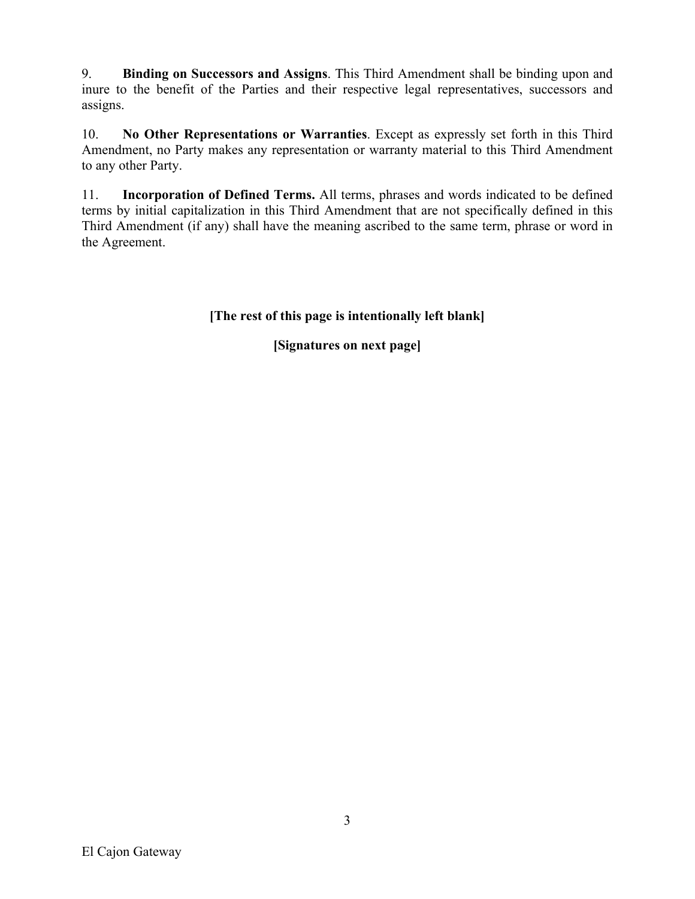9. **Binding on Successors and Assigns**. This Third Amendment shall be binding upon and inure to the benefit of the Parties and their respective legal representatives, successors and assigns.

10. **No Other Representations or Warranties**. Except as expressly set forth in this Third Amendment, no Party makes any representation or warranty material to this Third Amendment to any other Party.

11. **Incorporation of Defined Terms.** All terms, phrases and words indicated to be defined terms by initial capitalization in this Third Amendment that are not specifically defined in this Third Amendment (if any) shall have the meaning ascribed to the same term, phrase or word in the Agreement.

**[The rest of this page is intentionally left blank]**

**[Signatures on next page]**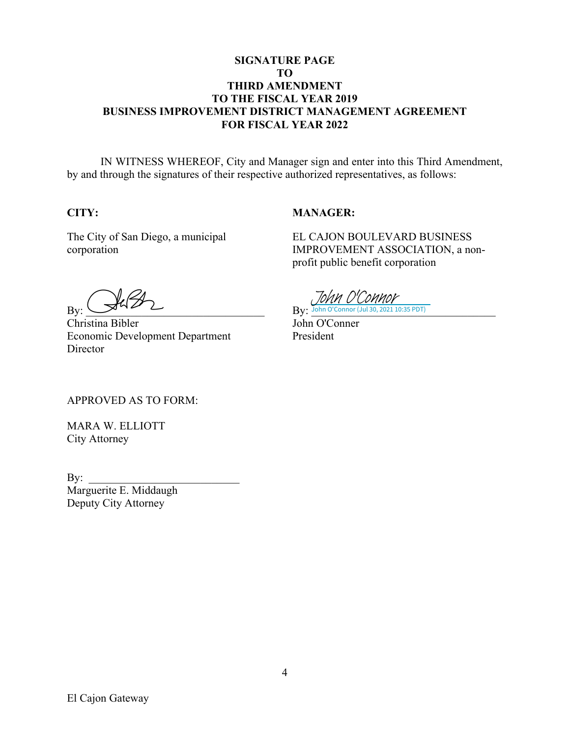**SIGNATURE PAGE**
**TO**
**THIRD AMENDMENT**
**TO THE FISCAL YEAR 2019**
**BUSINESS IMPROVEMENT DISTRICT MANAGEMENT AGREEMENT**
**FOR FISCAL YEAR 2022**

IN WITNESS WHEREOF, City and Manager sign and enter into this Third Amendment, by and through the signatures of their respective authorized representatives, as follows:

**CITY:**

The City of San Diego, a municipal corporation

By: ______________________________
Christina Bibler
Economic Development Department Director

**MANAGER:**

EL CAJON BOULEVARD BUSINESS IMPROVEMENT ASSOCIATION, a non-profit public benefit corporation

By: John O'Connor
John O'Connor (Jul 30, 2021 10:35 PDT)
John O'Conner
President

APPROVED AS TO FORM:

MARA W. ELLIOTT
City Attorney

By: ______________________________
Marguerite E. Middaugh
Deputy City Attorney

El Cajon Gateway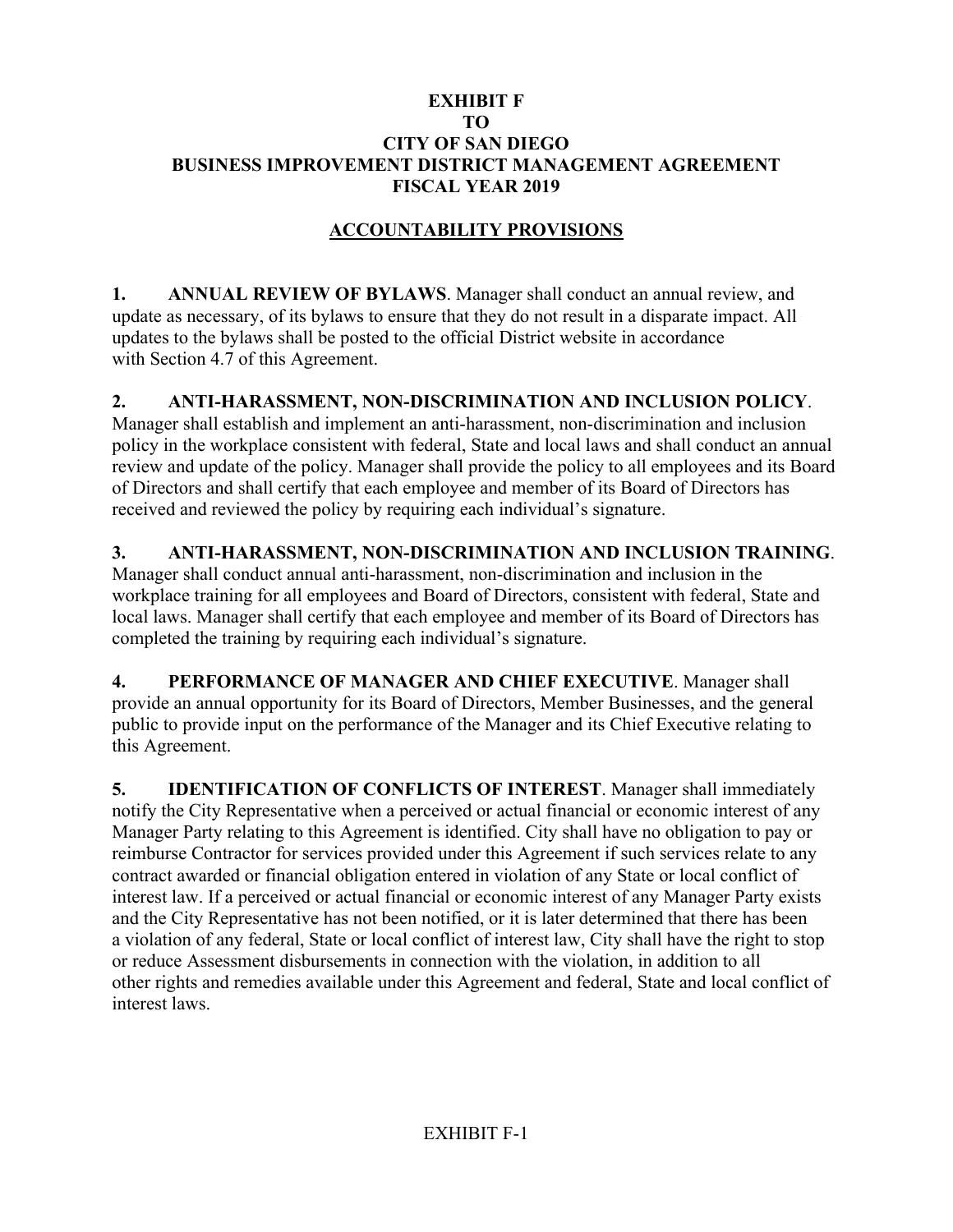**EXHIBIT F**
**TO**
**CITY OF SAN DIEGO**
**BUSINESS IMPROVEMENT DISTRICT MANAGEMENT AGREEMENT**
**FISCAL YEAR 2019**

**ACCOUNTABILITY PROVISIONS**

**1. ANNUAL REVIEW OF BYLAWS**. Manager shall conduct an annual review, and update as necessary, of its bylaws to ensure that they do not result in a disparate impact. All updates to the bylaws shall be posted to the official District website in accordance with Section 4.7 of this Agreement.

**2. ANTI-HARASSMENT, NON-DISCRIMINATION AND INCLUSION POLICY**. Manager shall establish and implement an anti-harassment, non-discrimination and inclusion policy in the workplace consistent with federal, State and local laws and shall conduct an annual review and update of the policy. Manager shall provide the policy to all employees and its Board of Directors and shall certify that each employee and member of its Board of Directors has received and reviewed the policy by requiring each individual's signature.

**3. ANTI-HARASSMENT, NON-DISCRIMINATION AND INCLUSION TRAINING**. Manager shall conduct annual anti-harassment, non-discrimination and inclusion in the workplace training for all employees and Board of Directors, consistent with federal, State and local laws. Manager shall certify that each employee and member of its Board of Directors has completed the training by requiring each individual's signature.

**4. PERFORMANCE OF MANAGER AND CHIEF EXECUTIVE**. Manager shall provide an annual opportunity for its Board of Directors, Member Businesses, and the general public to provide input on the performance of the Manager and its Chief Executive relating to this Agreement.

**5. IDENTIFICATION OF CONFLICTS OF INTEREST**. Manager shall immediately notify the City Representative when a perceived or actual financial or economic interest of any Manager Party relating to this Agreement is identified. City shall have no obligation to pay or reimburse Contractor for services provided under this Agreement if such services relate to any contract awarded or financial obligation entered in violation of any State or local conflict of interest law. If a perceived or actual financial or economic interest of any Manager Party exists and the City Representative has not been notified, or it is later determined that there has been a violation of any federal, State or local conflict of interest law, City shall have the right to stop or reduce Assessment disbursements in connection with the violation, in addition to all other rights and remedies available under this Agreement and federal, State and local conflict of interest laws.

EXHIBIT F-1